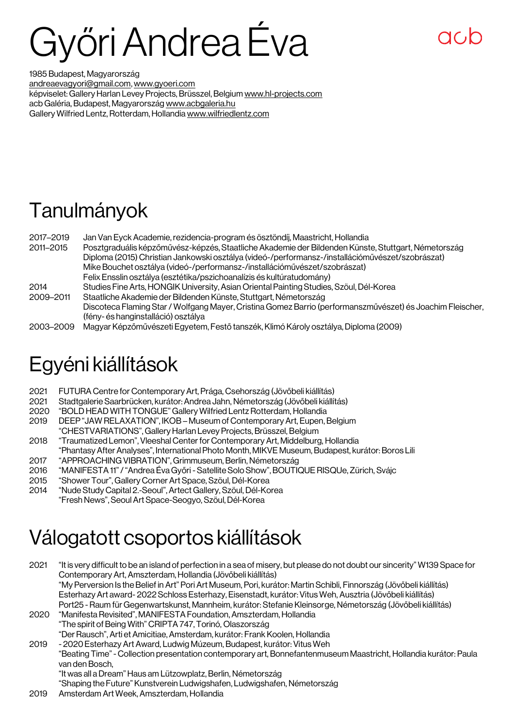# Győri Andrea Éva

acb

1985 Budapest, Magyarország
andreaevagyori@gmail.com, www.gyoeri.com
képviselet: Gallery Harlan Levey Projects, Brüsszel, Belgium www.hl-projects.com
acb Galéria, Budapest, Magyarország www.acbgaleria.hu
Gallery Wilfried Lentz, Rotterdam, Hollandia www.wilfriedlentz.com

## Tanulmányok

2017–2019 Jan Van Eyck Academie, rezidencia-program és ösztöndíj, Maastricht, Hollandia
2011–2015 Posztgraduális képzőművész-képzés, Staatliche Akademie der Bildenden Künste, Stuttgart, Németország
Diploma (2015) Christian Jankowski osztálya (videó-/performansz-/installációművészet/szobrászat)
Mike Bouchet osztálya (videó-/performansz-/installációművészet/szobrászat)
Felix Ensslin osztálya (esztétika/pszichoanalízis és kultúratudomány)
2014 Studies Fine Arts, HONGIK University, Asian Oriental Painting Studies, Szöul, Dél-Korea
2009–2011 Staatliche Akademie der Bildenden Künste, Stuttgart, Németország
Discoteca Flaming Star / Wolfgang Mayer, Cristina Gomez Barrio (performanszművészet) és Joachim Fleischer, (fény- és hanginstalláció) osztálya
2003–2009 Magyar Képzőművészeti Egyetem, Festő tanszék, Klimó Károly osztálya, Diploma (2009)

## Egyéni kiállítások

2021 FUTURA Centre for Contemporary Art, Prága, Csehország (Jövőbeli kiállítás)
2021 Stadtgalerie Saarbrücken, kurátor: Andrea Jahn, Németország (Jövőbeli kiállítás)
2020 "BOLD HEAD WITH TONGUE" Gallery Wilfried Lentz Rotterdam, Hollandia
2019 DEEP "JAW RELAXATION", IKOB – Museum of Contemporary Art, Eupen, Belgium
"CHESTVARIATIONS", Gallery Harlan Levey Projects, Brüsszel, Belgium
2018 "Traumatized Lemon", Vleeshal Center for Contemporary Art, Middelburg, Hollandia
"Phantasy After Analyses", International Photo Month, MIKVE Museum, Budapest, kurátor: Boros Lili
2017 "APPROACHING VIBRATION", Grimmuseum, Berlin, Németország
2016 "MANIFESTA 11" / "Andrea Éva Győri - Satellite Solo Show", BOUTIQUE RISQUe, Zürich, Svájc
2015 "Shower Tour", Gallery Corner Art Space, Szöul, Dél-Korea
2014 "Nude Study Capital 2.-Seoul", Artect Gallery, Szöul, Dél-Korea
"Fresh News", Seoul Art Space-Seogyo, Szöul, Dél-Korea

## Válogatott csoportos kiállítások

2021 "It is very difficult to be an island of perfection in a sea of misery, but please do not doubt our sincerity" W139 Space for Contemporary Art, Amszterdam, Hollandia (Jövőbeli kiállítás)
"My Perversion Is the Belief in Art" Pori Art Museum, Pori, kurátor: Martin Schibli, Finnország (Jövőbeli kiállítás)
Esterhazy Art award- 2022 Schloss Esterhazy, Eisenstadt, kurátor: Vitus Weh, Ausztria (Jövőbeli kiállítás)
Port25 - Raum für Gegenwartskunst, Mannheim, kurátor: Stefanie Kleinsorge, Németország (Jövőbeli kiállítás)
2020 "Manifesta Revisited", MANIFESTA Foundation, Amszterdam, Hollandia
"The spirit of Being With" CRIPTA 747, Torinó, Olaszország
"Der Rausch", Arti et Amicitiae, Amsterdam, kurátor: Frank Koolen, Hollandia
2019 - 2020 Esterhazy Art Award, Ludwig Múzeum, Budapest, kurátor: Vitus Weh
"Beating Time" - Collection presentation contemporary art, Bonnefantenmuseum Maastricht, Hollandia kurátor: Paula van den Bosch,
"It was all a Dream" Haus am Lützowplatz, Berlin, Németország
"Shaping the Future" Kunstverein Ludwigshafen, Ludwigshafen, Németország
2019 Amsterdam Art Week, Amszterdam, Hollandia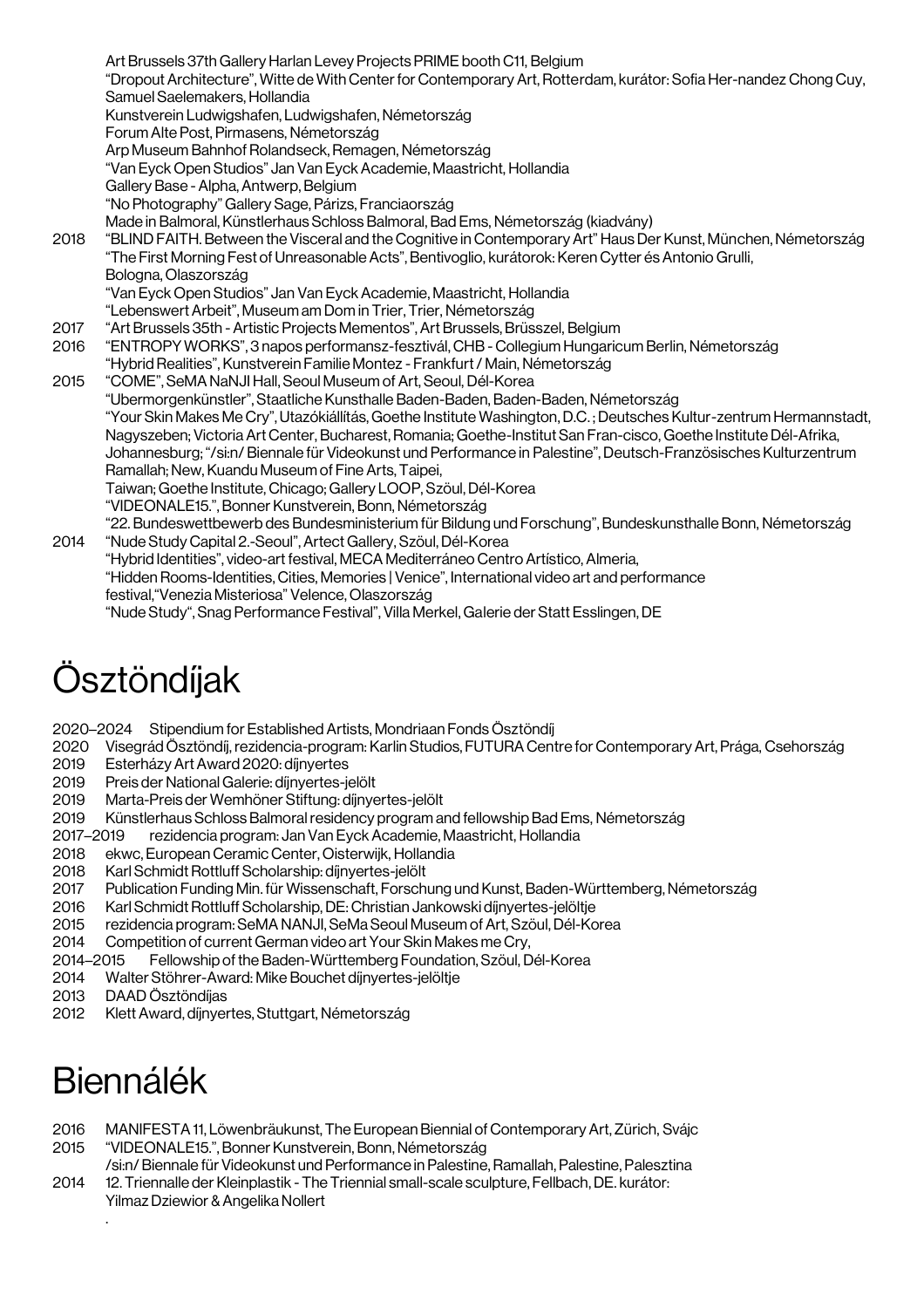Art Brussels 37th Gallery Harlan Levey Projects PRIME booth C11, Belgium
"Dropout Architecture", Witte de With Center for Contemporary Art, Rotterdam, kurátor: Sofia Her-nandez Chong Cuy, Samuel Saelemakers, Hollandia
Kunstverein Ludwigshafen, Ludwigshafen, Németország
Forum Alte Post, Pirmasens, Németország
Arp Museum Bahnhof Rolandseck, Remagen, Németország
"Van Eyck Open Studios" Jan Van Eyck Academie, Maastricht, Hollandia
Gallery Base - Alpha, Antwerp, Belgium
"No Photography" Gallery Sage, Párizs, Franciaország
Made in Balmoral, Künstlerhaus Schloss Balmoral, Bad Ems, Németország (kiadvány)

2018 "BLIND FAITH. Between the Visceral and the Cognitive in Contemporary Art" Haus Der Kunst, München, Németország
"The First Morning Fest of Unreasonable Acts", Bentivoglio, kurátorok: Keren Cytter és Antonio Grulli, Bologna, Olaszország
"Van Eyck Open Studios" Jan Van Eyck Academie, Maastricht, Hollandia
"Lebenswert Arbeit", Museum am Dom in Trier, Trier, Németország

2017 "Art Brussels 35th - Artistic Projects Mementos", Art Brussels, Brüsszel, Belgium

2016 "ENTROPY WORKS", 3 napos performansz-fesztivál, CHB - Collegium Hungaricum Berlin, Németország
"Hybrid Realities", Kunstverein Familie Montez - Frankfurt / Main, Németország

2015 "COME", SeMA NaNJI Hall, Seoul Museum of Art, Seoul, Dél-Korea
"Ubermorgenkünstler", Staatliche Kunsthalle Baden-Baden, Baden-Baden, Németország
"Your Skin Makes Me Cry", Utazókiállítás, Goethe Institute Washington, D.C. ; Deutsches Kultur-zentrum Hermannstadt, Nagyszeben; Victoria Art Center, Bucharest, Romania; Goethe-Institut San Fran-cisco, Goethe Institute Dél-Afrika, Johannesburg; "/si:n/ Biennale für Videokunst und Performance in Palestine", Deutsch-Französisches Kulturzentrum Ramallah; New, Kuandu Museum of Fine Arts, Taipei, Taiwan; Goethe Institute, Chicago; Gallery LOOP, Szöul, Dél-Korea
"VIDEONALE15.", Bonner Kunstverein, Bonn, Németország
"22. Bundeswettbewerb des Bundesministerium für Bildung und Forschung", Bundeskunsthalle Bonn, Németország

2014 "Nude Study Capital 2.-Seoul", Artect Gallery, Szöul, Dél-Korea
"Hybrid Identities", video-art festival, MECA Mediterráneo Centro Artístico, Almeria,
"Hidden Rooms-Identities, Cities, Memories | Venice", International video art and performance festival,"Venezia Misteriosa" Velence, Olaszország
"Nude Study", Snag Performance Festival", Villa Merkel, Galerie der Statt Esslingen, DE

# Ösztöndíjak

2020–2024 Stipendium for Established Artists, Mondriaan Fonds Ösztöndíj
2020 Visegrád Ösztöndíj, rezidencia-program: Karlin Studios, FUTURA Centre for Contemporary Art, Prága, Csehország
2019 Esterházy Art Award 2020: díjnyertes
2019 Preis der National Galerie: díjnyertes-jelölt
2019 Marta-Preis der Wemhöner Stiftung: díjnyertes-jelölt
2019 Künstlerhaus Schloss Balmoral residency program and fellowship Bad Ems, Németország
2017–2019 rezidencia program: Jan Van Eyck Academie, Maastricht, Hollandia
2018 ekwc, European Ceramic Center, Oisterwijk, Hollandia
2018 Karl Schmidt Rottluff Scholarship: díjnyertes-jelölt
2017 Publication Funding Min. für Wissenschaft, Forschung und Kunst, Baden-Württemberg, Németország
2016 Karl Schmidt Rottluff Scholarship, DE: Christian Jankowski díjnyertes-jelöltje
2015 rezidencia program: SeMA NANJI, SeMa Seoul Museum of Art, Szöul, Dél-Korea
2014 Competition of current German video art Your Skin Makes me Cry,
2014–2015 Fellowship of the Baden-Württemberg Foundation, Szöul, Dél-Korea
2014 Walter Stöhrer-Award: Mike Bouchet díjnyertes-jelöltje
2013 DAAD Ösztöndíjas
2012 Klett Award, díjnyertes, Stuttgart, Németország

# Biennálék

2016 MANIFESTA 11, Löwenbräukunst, The European Biennial of Contemporary Art, Zürich, Svájc

2015 "VIDEONALE15.", Bonner Kunstverein, Bonn, Németország
/si:n/ Biennale für Videokunst und Performance in Palestine, Ramallah, Palestine, Palesztina

2014 12. Triennalle der Kleinplastik - The Triennial small-scale sculpture, Fellbach, DE. kurátor: Yilmaz Dziewior & Angelika Nollert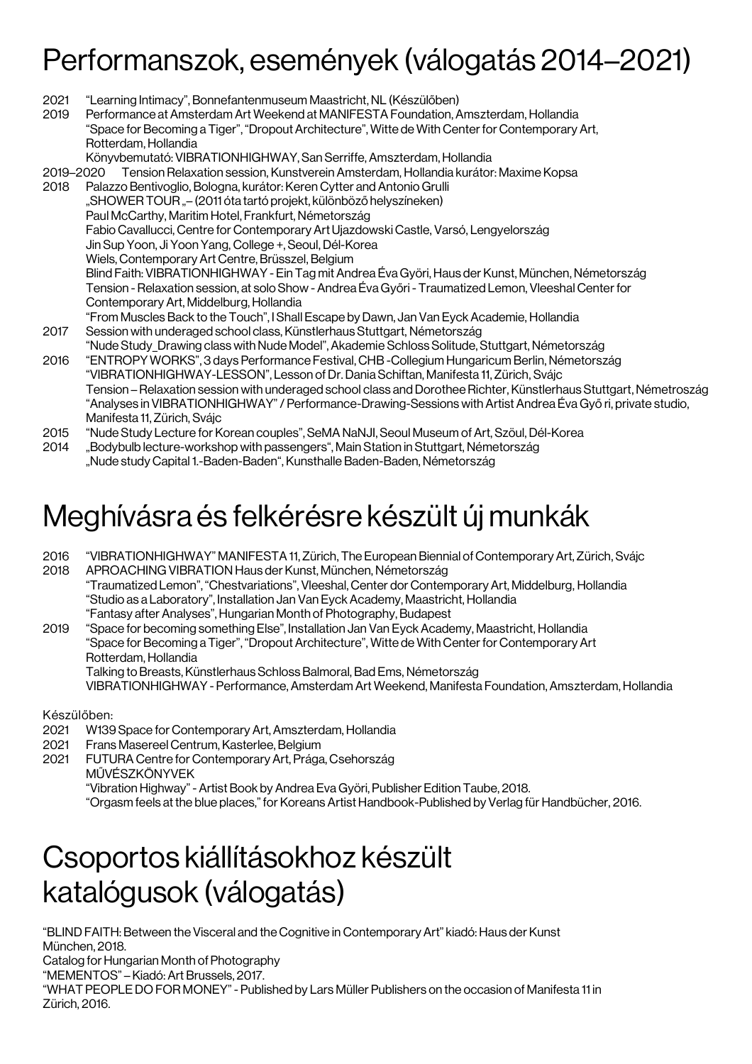# Performanszok, események (válogatás 2014–2021)

2021 "Learning Intimacy", Bonnefantenmuseum Maastricht, NL (Készülőben)

2019 Performance at Amsterdam Art Weekend at MANIFESTA Foundation, Amszterdam, Hollandia
"Space for Becoming a Tiger", "Dropout Architecture", Witte de With Center for Contemporary Art, Rotterdam, Hollandia
Könyvbemutató: VIBRATIONHIGHWAY, San Serriffe, Amszterdam, Hollandia

2019–2020 Tension Relaxation session, Kunstverein Amsterdam, Hollandia kurátor: Maxime Kopsa

2018 Palazzo Bentivoglio, Bologna, kurátor: Keren Cytter and Antonio Grulli
„SHOWER TOUR „– (2011 óta tartó projekt, különböző helyszíneken)
Paul McCarthy, Maritim Hotel, Frankfurt, Németország
Fabio Cavallucci, Centre for Contemporary Art Ujazdowski Castle, Varsó, Lengyelország
Jin Sup Yoon, Ji Yoon Yang, College +, Seoul, Dél-Korea
Wiels, Contemporary Art Centre, Brüsszel, Belgium
Blind Faith: VIBRATIONHIGHWAY - Ein Tag mit Andrea Éva Györi, Haus der Kunst, München, Németország
Tension - Relaxation session, at solo Show - Andrea Éva Győri - Traumatized Lemon, Vleeshal Center for Contemporary Art, Middelburg, Hollandia
"From Muscles Back to the Touch", I Shall Escape by Dawn, Jan Van Eyck Academie, Hollandia

2017 Session with underaged school class, Künstlerhaus Stuttgart, Németország
"Nude Study_Drawing class with Nude Model", Akademie Schloss Solitude, Stuttgart, Németország

2016 "ENTROPY WORKS", 3 days Performance Festival, CHB -Collegium Hungaricum Berlin, Németország
"VIBRATIONHIGHWAY-LESSON", Lesson of Dr. Dania Schiftan, Manifesta 11, Zürich, Svájc
Tension – Relaxation session with underaged school class and Dorothee Richter, Künstlerhaus Stuttgart, Németroszág
"Analyses in VIBRATIONHIGHWAY" / Performance-Drawing-Sessions with Artist Andrea Éva Győ ri, private studio, Manifesta 11, Zürich, Svájc

2015 "Nude Study Lecture for Korean couples", SeMA NaNJI, Seoul Museum of Art, Szöul, Dél-Korea

2014 „Bodybulb lecture-workshop with passengers", Main Station in Stuttgart, Németország
„Nude study Capital 1.-Baden-Baden", Kunsthalle Baden-Baden, Németország

# Meghívásra és felkérésre készült új munkák

2016 "VIBRATIONHIGHWAY" MANIFESTA 11, Zürich, The European Biennial of Contemporary Art, Zürich, Svájc

2018 APROACHING VIBRATION Haus der Kunst, München, Németország
"Traumatized Lemon", "Chestvariations", Vleeshal, Center dor Contemporary Art, Middelburg, Hollandia
"Studio as a Laboratory", Installation Jan Van Eyck Academy, Maastricht, Hollandia
"Fantasy after Analyses", Hungarian Month of Photography, Budapest

2019 "Space for becoming something Else", Installation Jan Van Eyck Academy, Maastricht, Hollandia
"Space for Becoming a Tiger", "Dropout Architecture", Witte de With Center for Contemporary Art Rotterdam, Hollandia
Talking to Breasts, Künstlerhaus Schloss Balmoral, Bad Ems, Németország
VIBRATIONHIGHWAY - Performance, Amsterdam Art Weekend, Manifesta Foundation, Amszterdam, Hollandia

Készülőben:

2021 W139 Space for Contemporary Art, Amszterdam, Hollandia

2021 Frans Masereel Centrum, Kasterlee, Belgium

2021 FUTURA Centre for Contemporary Art, Prága, Csehország

MŰVÉSZKÖNYVEK

"Vibration Highway" - Artist Book by Andrea Eva Györi, Publisher Edition Taube, 2018.

"Orgasm feels at the blue places," for Koreans Artist Handbook-Published by Verlag für Handbücher, 2016.

# Csoportos kiállításokhoz készült katalógusok (válogatás)

"BLIND FAITH: Between the Visceral and the Cognitive in Contemporary Art" kiadó: Haus der Kunst München, 2018.

Catalog for Hungarian Month of Photography

"MEMENTOS" – Kiadó: Art Brussels, 2017.

"WHAT PEOPLE DO FOR MONEY" - Published by Lars Müller Publishers on the occasion of Manifesta 11 in Zürich, 2016.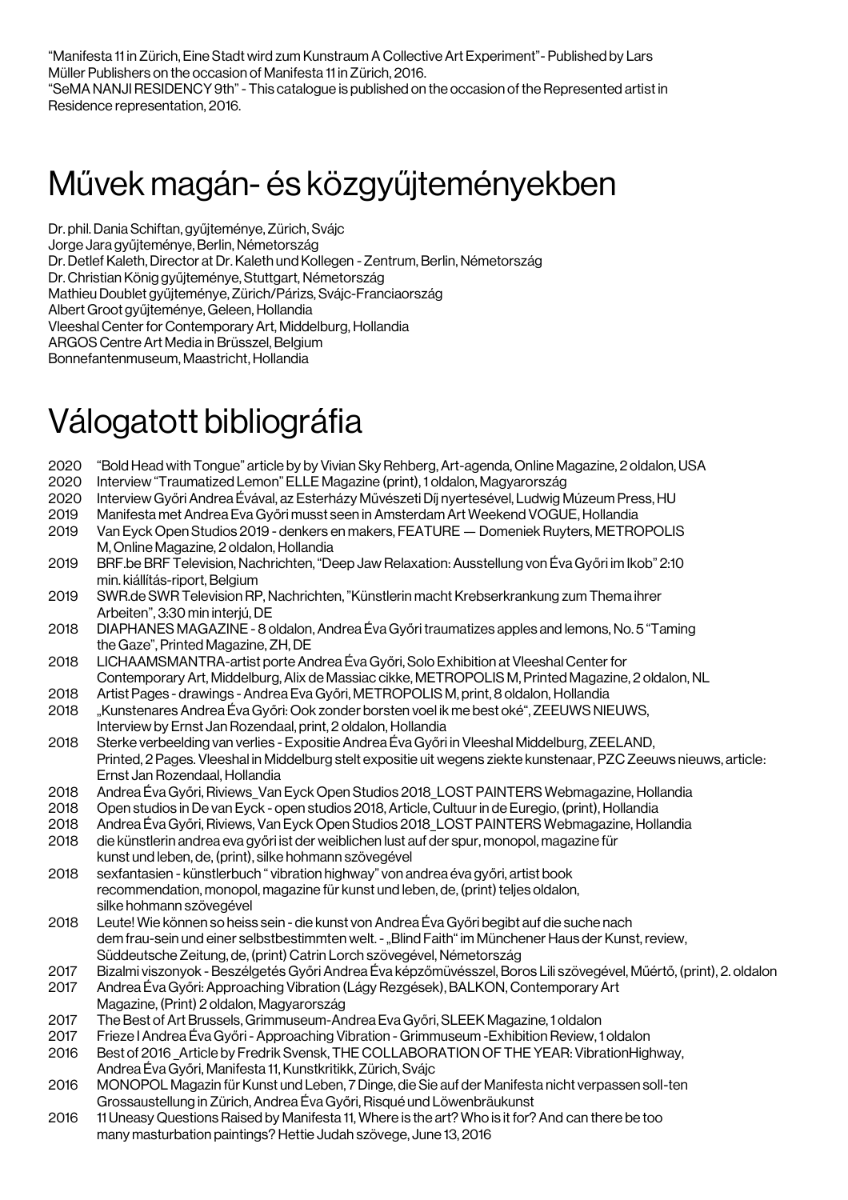"Manifesta 11 in Zürich, Eine Stadt wird zum Kunstraum A Collective Art Experiment"- Published by Lars Müller Publishers on the occasion of Manifesta 11 in Zürich, 2016.
"SeMA NANJI RESIDENCY 9th" - This catalogue is published on the occasion of the Represented artist in Residence representation, 2016.

# Művek magán- és közgyűjteményekben

Dr. phil. Dania Schiftan, gyűjteménye, Zürich, Svájc
Jorge Jara gyűjteménye, Berlin, Németország
Dr. Detlef Kaleth, Director at Dr. Kaleth und Kollegen - Zentrum, Berlin, Németország
Dr. Christian König gyűjteménye, Stuttgart, Németország
Mathieu Doublet gyűjteménye, Zürich/Párizs, Svájc-Franciaország
Albert Groot gyűjteménye, Geleen, Hollandia
Vleeshal Center for Contemporary Art, Middelburg, Hollandia
ARGOS Centre Art Media in Brüsszel, Belgium
Bonnefantenmuseum, Maastricht, Hollandia

# Válogatott bibliográfia

2020 "Bold Head with Tongue" article by by Vivian Sky Rehberg, Art-agenda, Online Magazine, 2 oldalon, USA
2020 Interview "Traumatized Lemon" ELLE Magazine (print), 1 oldalon, Magyarország
2020 Interview Győri Andrea Évával, az Esterházy Művészeti Díj nyertesével, Ludwig Múzeum Press, HU
2019 Manifesta met Andrea Eva Győri musst seen in Amsterdam Art Weekend VOGUE, Hollandia
2019 Van Eyck Open Studios 2019 - denkers en makers, FEATURE — Domeniek Ruyters, METROPOLIS M, Online Magazine, 2 oldalon, Hollandia
2019 BRF.be BRF Television, Nachrichten, "Deep Jaw Relaxation: Ausstellung von Éva Győri im Ikob" 2:10 min. kiállítás-riport, Belgium
2019 SWR.de SWR Television RP, Nachrichten, "Künstlerin macht Krebserkrankung zum Thema ihrer Arbeiten", 3:30 min interjú, DE
2018 DIAPHANES MAGAZINE - 8 oldalon, Andrea Éva Győri traumatizes apples and lemons, No. 5 "Taming the Gaze", Printed Magazine, ZH, DE
2018 LICHAAMSMANTRA-artist porte Andrea Éva Győri, Solo Exhibition at Vleeshal Center for Contemporary Art, Middelburg, Alix de Massiac cikke, METROPOLIS M, Printed Magazine, 2 oldalon, NL
2018 Artist Pages - drawings - Andrea Eva Győri, METROPOLIS M, print, 8 oldalon, Hollandia
2018 „Kunstenares Andrea Éva Győri: Ook zonder borsten voel ik me best oké", ZEEUWS NIEUWS, Interview by Ernst Jan Rozendaal, print, 2 oldalon, Hollandia
2018 Sterke verbeelding van verlies - Expositie Andrea Éva Győri in Vleeshal Middelburg, ZEELAND, Printed, 2 Pages. Vleeshal in Middelburg stelt expositie uit wegens ziekte kunstenaar, PZC Zeeuws nieuws, article: Ernst Jan Rozendaal, Hollandia
2018 Andrea Éva Győri, Riviews_Van Eyck Open Studios 2018_LOST PAINTERS Webmagazine, Hollandia
2018 Open studios in De van Eyck - open studios 2018, Article, Cultuur in de Euregio, (print), Hollandia
2018 Andrea Éva Győri, Riviews, Van Eyck Open Studios 2018_LOST PAINTERS Webmagazine, Hollandia
2018 die künstlerin andrea eva győri ist der weiblichen lust auf der spur, monopol, magazine für kunst und leben, de, (print), silke hohmann szövegével
2018 sexfantasien - künstlerbuch " vibration highway" von andrea éva győri, artist book recommendation, monopol, magazine für kunst und leben, de, (print) teljes oldalon, silke hohmann szövegével
2018 Leute! Wie können so heiss sein - die kunst von Andrea Éva Győri begibt auf die suche nach dem frau-sein und einer selbstbestimmten welt. - „Blind Faith" im Münchener Haus der Kunst, review, Süddeutsche Zeitung, de, (print) Catrin Lorch szövegével, Németország
2017 Bizalmi viszonyok - Beszélgetés Győri Andrea Éva képzőművésszel, Boros Lili szövegével, Műértő, (print), 2. oldalon
2017 Andrea Éva Győri: Approaching Vibration (Lágy Rezgések), BALKON, Contemporary Art Magazine, (Print) 2 oldalon, Magyarország
2017 The Best of Art Brussels, Grimmuseum-Andrea Eva Győri, SLEEK Magazine, 1 oldalon
2017 Frieze I Andrea Éva Győri - Approaching Vibration - Grimmuseum -Exhibition Review, 1 oldalon
2016 Best of 2016 _Article by Fredrik Svensk, THE COLLABORATION OF THE YEAR: VibrationHighway, Andrea Éva Győri, Manifesta 11, Kunstkritikk, Zürich, Svájc
2016 MONOPOL Magazin für Kunst und Leben, 7 Dinge, die Sie auf der Manifesta nicht verpassen soll-ten Grossaustellung in Zürich, Andrea Éva Győri, Risqué und Löwenbräukunst
2016 11 Uneasy Questions Raised by Manifesta 11, Where is the art? Who is it for? And can there be too many masturbation paintings? Hettie Judah szövege, June 13, 2016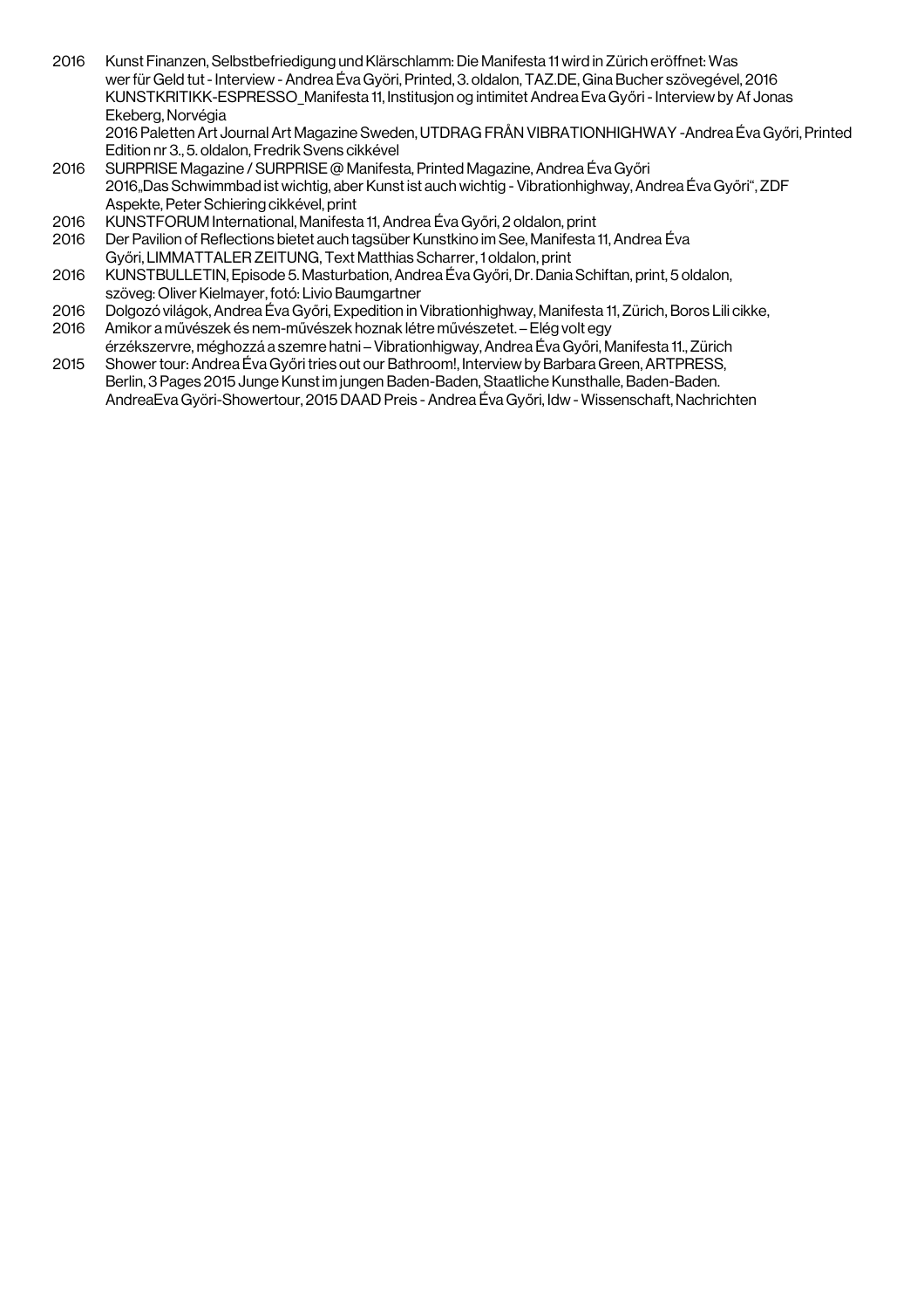2016 Kunst Finanzen, Selbstbefriedigung und Klärschlamm: Die Manifesta 11 wird in Zürich eröffnet: Was wer für Geld tut - Interview - Andrea Éva Györi, Printed, 3. oldalon, TAZ.DE, Gina Bucher szövegével, 2016 KUNSTKRITIKK-ESPRESSO_Manifesta 11, Institusjon og intimitet Andrea Eva Győri - Interview by Af Jonas Ekeberg, Norvégia
2016 Paletten Art Journal Art Magazine Sweden, UTDRAG FRÅN VIBRATIONHIGHWAY -Andrea Éva Győri, Printed Edition nr 3., 5. oldalon, Fredrik Svens cikkével

2016 SURPRISE Magazine / SURPRISE @ Manifesta, Printed Magazine, Andrea Éva Győri
2016„Das Schwimmbad ist wichtig, aber Kunst ist auch wichtig - Vibrationhighway, Andrea Éva Győri", ZDF Aspekte, Peter Schiering cikkével, print

2016 KUNSTFORUM International, Manifesta 11, Andrea Éva Győri, 2 oldalon, print

2016 Der Pavilion of Reflections bietet auch tagsüber Kunstkino im See, Manifesta 11, Andrea Éva Győri, LIMMATTALER ZEITUNG, Text Matthias Scharrer, 1 oldalon, print

2016 KUNSTBULLETIN, Episode 5. Masturbation, Andrea Éva Győri, Dr. Dania Schiftan, print, 5 oldalon, szöveg: Oliver Kielmayer, fotó: Livio Baumgartner

2016 Dolgozó világok, Andrea Éva Győri, Expedition in Vibrationhighway, Manifesta 11, Zürich, Boros Lili cikke,

2016 Amikor a művészek és nem-művészek hoznak létre művészetet. – Elég volt egy érzékszervre, méghozzá a szemre hatni – Vibrationhigway, Andrea Éva Győri, Manifesta 11., Zürich

2015 Shower tour: Andrea Éva Győri tries out our Bathroom!, Interview by Barbara Green, ARTPRESS, Berlin, 3 Pages 2015 Junge Kunst im jungen Baden-Baden, Staatliche Kunsthalle, Baden-Baden. AndreaEva Györi-Showertour, 2015 DAAD Preis - Andrea Éva Győri, Idw - Wissenschaft, Nachrichten